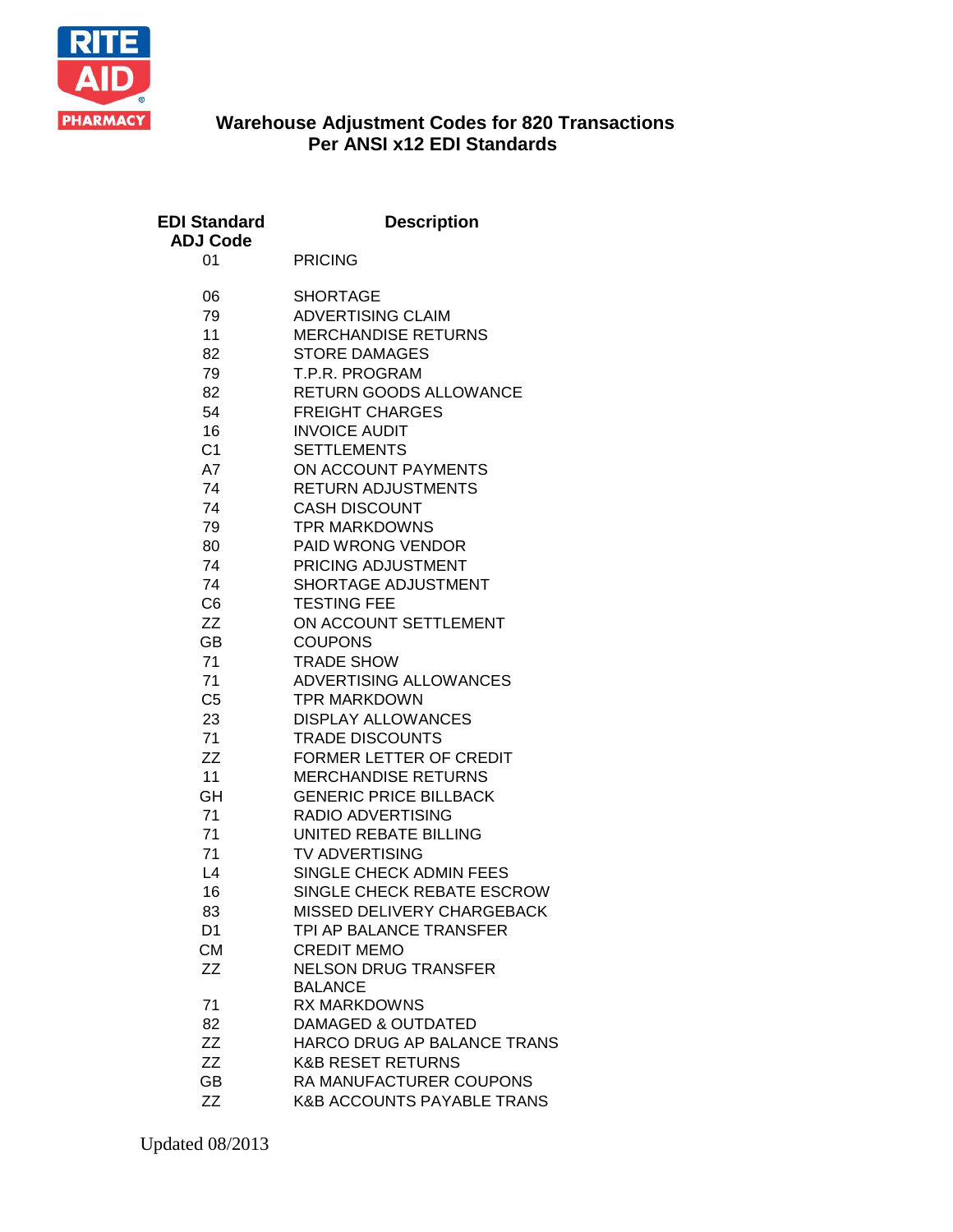RITE AID PHARMACY

# Warehouse Adjustment Codes for 820 Transactions Per ANSI x12 EDI Standards

| EDI Standard ADJ Code | Description |
|---|---|
| 01 | PRICING |
| 06 | SHORTAGE |
| 79 | ADVERTISING CLAIM |
| 11 | MERCHANDISE RETURNS |
| 82 | STORE DAMAGES |
| 79 | T.P.R. PROGRAM |
| 82 | RETURN GOODS ALLOWANCE |
| 54 | FREIGHT CHARGES |
| 16 | INVOICE AUDIT |
| C1 | SETTLEMENTS |
| A7 | ON ACCOUNT PAYMENTS |
| 74 | RETURN ADJUSTMENTS |
| 74 | CASH DISCOUNT |
| 79 | TPR MARKDOWNS |
| 80 | PAID WRONG VENDOR |
| 74 | PRICING ADJUSTMENT |
| 74 | SHORTAGE ADJUSTMENT |
| C6 | TESTING FEE |
| ZZ | ON ACCOUNT SETTLEMENT |
| GB | COUPONS |
| 71 | TRADE SHOW |
| 71 | ADVERTISING ALLOWANCES |
| C5 | TPR MARKDOWN |
| 23 | DISPLAY ALLOWANCES |
| 71 | TRADE DISCOUNTS |
| ZZ | FORMER LETTER OF CREDIT |
| 11 | MERCHANDISE RETURNS |
| GH | GENERIC PRICE BILLBACK |
| 71 | RADIO ADVERTISING |
| 71 | UNITED REBATE BILLING |
| 71 | TV ADVERTISING |
| L4 | SINGLE CHECK ADMIN FEES |
| 16 | SINGLE CHECK REBATE ESCROW |
| 83 | MISSED DELIVERY CHARGEBACK |
| D1 | TPI AP BALANCE TRANSFER |
| CM | CREDIT MEMO |
| ZZ | NELSON DRUG TRANSFER BALANCE |
| 71 | RX MARKDOWNS |
| 82 | DAMAGED & OUTDATED |
| ZZ | HARCO DRUG AP BALANCE TRANS |
| ZZ | K&B RESET RETURNS |
| GB | RA MANUFACTURER COUPONS |
| ZZ | K&B ACCOUNTS PAYABLE TRANS |

Updated 08/2013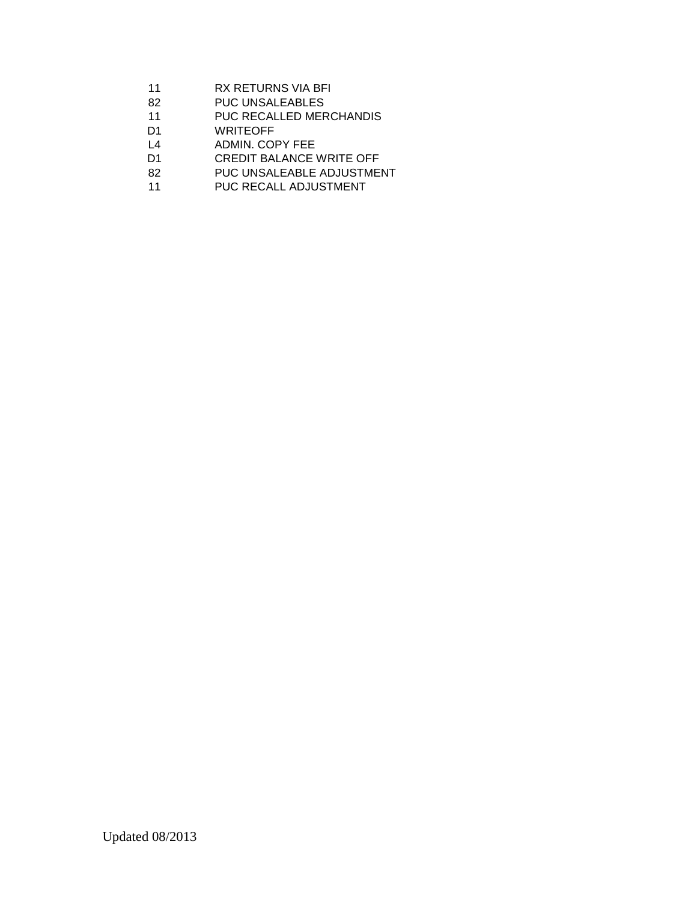| | |
|---|---|
| 11 | RX RETURNS VIA BFI |
| 82 | PUC UNSALEABLES |
| 11 | PUC RECALLED MERCHANDIS |
| D1 | WRITEOFF |
| L4 | ADMIN. COPY FEE |
| D1 | CREDIT BALANCE WRITE OFF |
| 82 | PUC UNSALEABLE ADJUSTMENT |
| 11 | PUC RECALL ADJUSTMENT |

Updated 08/2013